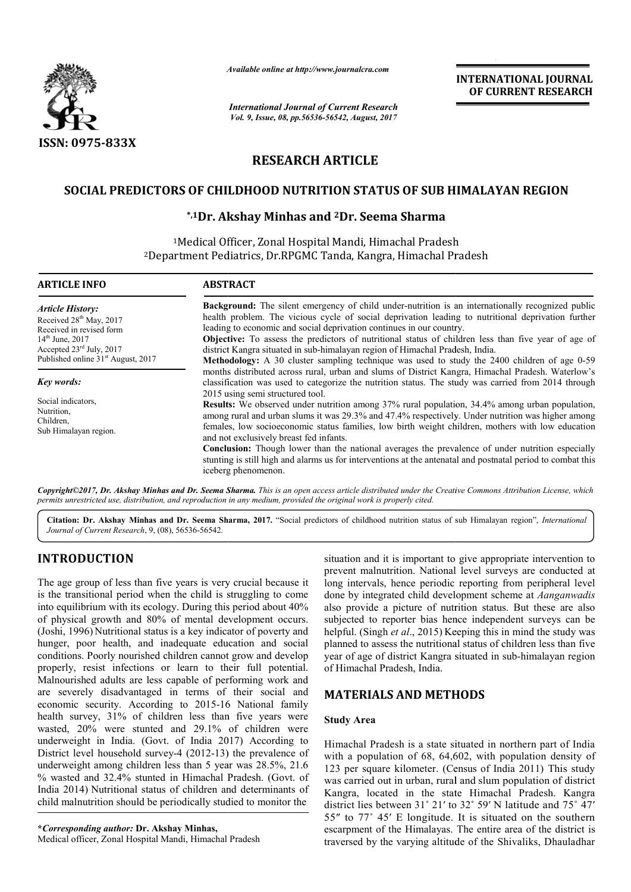# RESEARCH ARTICLE

## SOCIAL PREDICTORS OF CHILDHOOD NUTRITION STATUS OF SUB HIMALAYAN REGION

**\*,[1]Dr. Akshay Minhas and [2]Dr. Seema Sharma**

[1]Medical Officer, Zonal Hospital Mandi, Himachal Pradesh
[2]Department Pediatrics, Dr.RPGMC Tanda, Kangra, Himachal Pradesh

### ARTICLE INFO

*Article History:*
Received 28th May, 2017
Received in revised form
14th June, 2017
Accepted 23rd July, 2017
Published online 31st August, 2017

*Key words:*

Social indicators,
Nutrition,
Children,
Sub Himalayan region.

### ABSTRACT

**Background:** The silent emergency of child under-nutrition is an internationally recognized public health problem. The vicious cycle of social deprivation leading to nutritional deprivation further leading to economic and social deprivation continues in our country.

**Objective:** To assess the predictors of nutritional status of children less than five year of age of district Kangra situated in sub-himalayan region of Himachal Pradesh, India.

**Methodology:** A 30 cluster sampling technique was used to study the 2400 children of age 0-59 months distributed across rural, urban and slums of District Kangra, Himachal Pradesh. Waterlow's classification was used to categorize the nutrition status. The study was carried from 2014 through 2015 using semi structured tool.

**Results:** We observed under nutrition among 37% rural population, 34.4% among urban population, among rural and urban slums it was 29.3% and 47.4% respectively. Under nutrition was higher among females, low socioeconomic status families, low birth weight children, mothers with low education and not exclusively breast fed infants.

**Conclusion:** Though lower than the national averages the prevalence of under nutrition especially stunting is still high and alarms us for interventions at the antenatal and postnatal period to combat this iceberg phenomenon.

***Copyright©2017, Dr. Akshay Minhas and Dr. Seema Sharma.*** *This is an open access article distributed under the Creative Commons Attribution License, which permits unrestricted use, distribution, and reproduction in any medium, provided the original work is properly cited.*

**Citation: Dr. Akshay Minhas and Dr. Seema Sharma, 2017.** "Social predictors of childhood nutrition status of sub Himalayan region", *International Journal of Current Research*, 9, (08), 56536-56542.

## INTRODUCTION

The age group of less than five years is very crucial because it is the transitional period when the child is struggling to come into equilibrium with its ecology. During this period about 40% of physical growth and 80% of mental development occurs. (Joshi, 1996) Nutritional status is a key indicator of poverty and hunger, poor health, and inadequate education and social conditions. Poorly nourished children cannot grow and develop properly, resist infections or learn to their full potential. Malnourished adults are less capable of performing work and are severely disadvantaged in terms of their social and economic security. According to 2015-16 National family health survey, 31% of children less than five years were wasted, 20% were stunted and 29.1% of children were underweight in India. (Govt. of India 2017) According to District level household survey-4 (2012-13) the prevalence of underweight among children less than 5 year was 28.5%, 21.6 % wasted and 32.4% stunted in Himachal Pradesh. (Govt. of India 2014) Nutritional status of children and determinants of child malnutrition should be periodically studied to monitor the situation and it is important to give appropriate intervention to prevent malnutrition. National level surveys are conducted at long intervals, hence periodic reporting from peripheral level done by integrated child development scheme at *Aanganwadis* also provide a picture of nutrition status. But these are also subjected to reporter bias hence independent surveys can be helpful. (Singh *et al*., 2015) Keeping this in mind the study was planned to assess the nutritional status of children less than five year of age of district Kangra situated in sub-himalayan region of Himachal Pradesh, India.

## MATERIALS AND METHODS

### Study Area

Himachal Pradesh is a state situated in northern part of India with a population of 68, 64,602, with population density of 123 per square kilometer. (Census of India 2011) This study was carried out in urban, rural and slum population of district Kangra, located in the state Himachal Pradesh. Kangra district lies between 31˚ 21′ to 32˚ 59′ N latitude and 75˚ 47′ 55″ to 77˚ 45′ E longitude. It is situated on the southern escarpment of the Himalayas. The entire area of the district is traversed by the varying altitude of the Shivaliks, Dhauladhar

**\*Corresponding author: Dr. Akshay Minhas,**
Medical officer, Zonal Hospital Mandi, Himachal Pradesh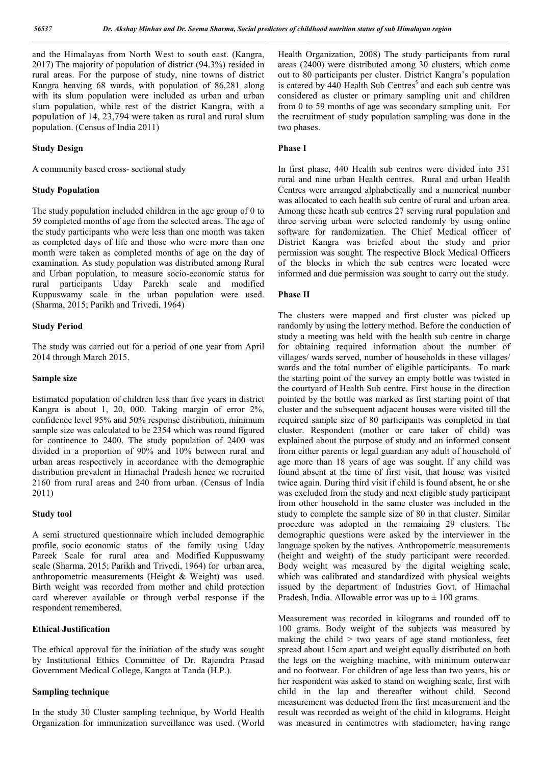and the Himalayas from North West to south east. (Kangra, 2017) The majority of population of district (94.3%) resided in rural areas. For the purpose of study, nine towns of district Kangra heaving 68 wards, with population of 86,281 along with its slum population were included as urban and urban slum population, while rest of the district Kangra, with a population of 14, 23,794 were taken as rural and rural slum population. (Census of India 2011)

### Study Design

A community based cross- sectional study

### Study Population

The study population included children in the age group of 0 to 59 completed months of age from the selected areas. The age of the study participants who were less than one month was taken as completed days of life and those who were more than one month were taken as completed months of age on the day of examination. As study population was distributed among Rural and Urban population, to measure socio-economic status for rural participants Uday Parekh scale and modified Kuppuswamy scale in the urban population were used. (Sharma, 2015; Parikh and Trivedi, 1964)

### Study Period

The study was carried out for a period of one year from April 2014 through March 2015.

### Sample size

Estimated population of children less than five years in district Kangra is about 1, 20, 000. Taking margin of error 2%, confidence level 95% and 50% response distribution, minimum sample size was calculated to be 2354 which was round figured for continence to 2400. The study population of 2400 was divided in a proportion of 90% and 10% between rural and urban areas respectively in accordance with the demographic distribution prevalent in Himachal Pradesh hence we recruited 2160 from rural areas and 240 from urban. (Census of India 2011)

### Study tool

A semi structured questionnaire which included demographic profile, socio economic status of the family using Uday Pareek Scale for rural area and Modified Kuppuswamy scale (Sharma, 2015; Parikh and Trivedi, 1964) for urban area, anthropometric measurements (Height & Weight) was used. Birth weight was recorded from mother and child protection card wherever available or through verbal response if the respondent remembered.

### Ethical Justification

The ethical approval for the initiation of the study was sought by Institutional Ethics Committee of Dr. Rajendra Prasad Government Medical College, Kangra at Tanda (H.P.).

### Sampling technique

In the study 30 Cluster sampling technique, by World Health Organization for immunization surveillance was used. (World Health Organization, 2008) The study participants from rural areas (2400) were distributed among 30 clusters, which come out to 80 participants per cluster. District Kangra's population is catered by 440 Health Sub Centres[5] and each sub centre was considered as cluster or primary sampling unit and children from 0 to 59 months of age was secondary sampling unit. For the recruitment of study population sampling was done in the two phases.

### Phase I

In first phase, 440 Health sub centres were divided into 331 rural and nine urban Health centres. Rural and urban Health Centres were arranged alphabetically and a numerical number was allocated to each health sub centre of rural and urban area. Among these heath sub centres 27 serving rural population and three serving urban were selected randomly by using online software for randomization. The Chief Medical officer of District Kangra was briefed about the study and prior permission was sought. The respective Block Medical Officers of the blocks in which the sub centres were located were informed and due permission was sought to carry out the study.

### Phase II

The clusters were mapped and first cluster was picked up randomly by using the lottery method. Before the conduction of study a meeting was held with the health sub centre in charge for obtaining required information about the number of villages/ wards served, number of households in these villages/ wards and the total number of eligible participants. To mark the starting point of the survey an empty bottle was twisted in the courtyard of Health Sub centre. First house in the direction pointed by the bottle was marked as first starting point of that cluster and the subsequent adjacent houses were visited till the required sample size of 80 participants was completed in that cluster. Respondent (mother or care taker of child) was explained about the purpose of study and an informed consent from either parents or legal guardian any adult of household of age more than 18 years of age was sought. If any child was found absent at the time of first visit, that house was visited twice again. During third visit if child is found absent, he or she was excluded from the study and next eligible study participant from other household in the same cluster was included in the study to complete the sample size of 80 in that cluster. Similar procedure was adopted in the remaining 29 clusters. The demographic questions were asked by the interviewer in the language spoken by the natives. Anthropometric measurements (height and weight) of the study participant were recorded. Body weight was measured by the digital weighing scale, which was calibrated and standardized with physical weights issued by the department of Industries Govt. of Himachal Pradesh, India. Allowable error was up to ± 100 grams.

Measurement was recorded in kilograms and rounded off to 100 grams. Body weight of the subjects was measured by making the child > two years of age stand motionless, feet spread about 15cm apart and weight equally distributed on both the legs on the weighing machine, with minimum outerwear and no footwear. For children of age less than two years, his or her respondent was asked to stand on weighing scale, first with child in the lap and thereafter without child. Second measurement was deducted from the first measurement and the result was recorded as weight of the child in kilograms. Height was measured in centimetres with stadiometer, having range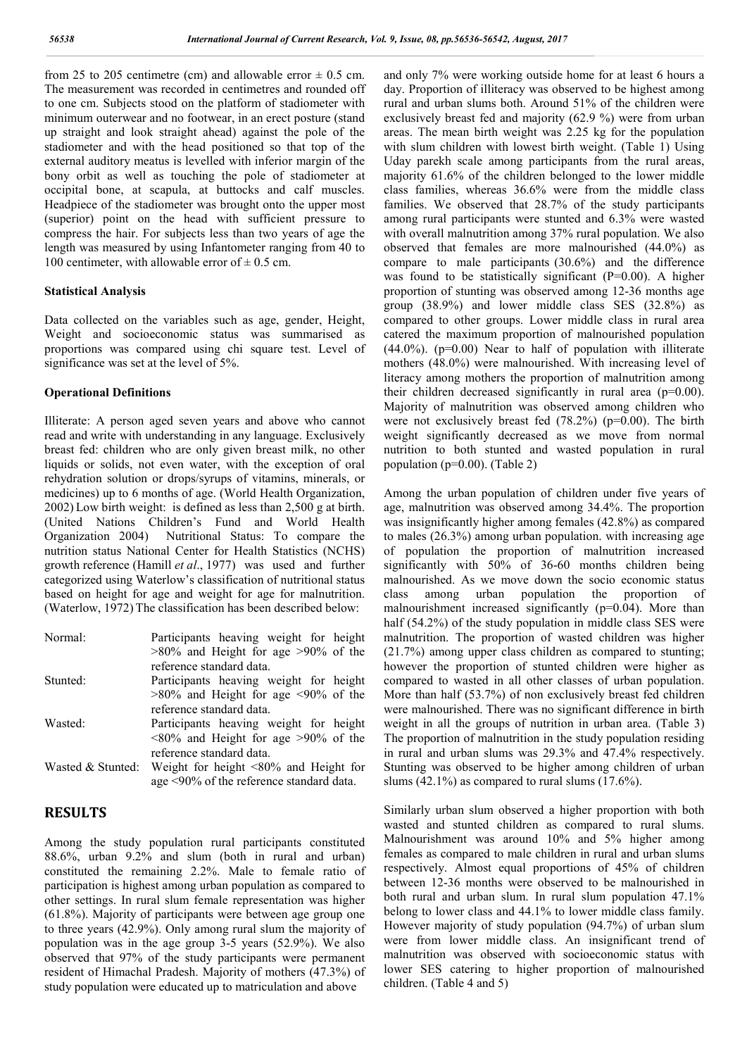from 25 to 205 centimetre (cm) and allowable error ± 0.5 cm. The measurement was recorded in centimetres and rounded off to one cm. Subjects stood on the platform of stadiometer with minimum outerwear and no footwear, in an erect posture (stand up straight and look straight ahead) against the pole of the stadiometer and with the head positioned so that top of the external auditory meatus is levelled with inferior margin of the bony orbit as well as touching the pole of stadiometer at occipital bone, at scapula, at buttocks and calf muscles. Headpiece of the stadiometer was brought onto the upper most (superior) point on the head with sufficient pressure to compress the hair. For subjects less than two years of age the length was measured by using Infantometer ranging from 40 to 100 centimeter, with allowable error of ± 0.5 cm.

### Statistical Analysis

Data collected on the variables such as age, gender, Height, Weight and socioeconomic status was summarised as proportions was compared using chi square test. Level of significance was set at the level of 5%.

### Operational Definitions

Illiterate: A person aged seven years and above who cannot read and write with understanding in any language. Exclusively breast fed: children who are only given breast milk, no other liquids or solids, not even water, with the exception of oral rehydration solution or drops/syrups of vitamins, minerals, or medicines) up to 6 months of age. (World Health Organization, 2002) Low birth weight: is defined as less than 2,500 g at birth. (United Nations Children's Fund and World Health Organization 2004) Nutritional Status: To compare the nutrition status National Center for Health Statistics (NCHS) growth reference (Hamill *et al*., 1977) was used and further categorized using Waterlow's classification of nutritional status based on height for age and weight for age for malnutrition. (Waterlow, 1972) The classification has been described below:

| | |
|---|---|
| Normal: | Participants heaving weight for height >80% and Height for age >90% of the reference standard data. |
| Stunted: | Participants heaving weight for height >80% and Height for age <90% of the reference standard data. |
| Wasted: | Participants heaving weight for height <80% and Height for age >90% of the reference standard data. |
| Wasted & Stunted: | Weight for height <80% and Height for age <90% of the reference standard data. |

## RESULTS

Among the study population rural participants constituted 88.6%, urban 9.2% and slum (both in rural and urban) constituted the remaining 2.2%. Male to female ratio of participation is highest among urban population as compared to other settings. In rural slum female representation was higher (61.8%). Majority of participants were between age group one to three years (42.9%). Only among rural slum the majority of population was in the age group 3-5 years (52.9%). We also observed that 97% of the study participants were permanent resident of Himachal Pradesh. Majority of mothers (47.3%) of study population were educated up to matriculation and above and only 7% were working outside home for at least 6 hours a day. Proportion of illiteracy was observed to be highest among rural and urban slums both. Around 51% of the children were exclusively breast fed and majority (62.9 %) were from urban areas. The mean birth weight was 2.25 kg for the population with slum children with lowest birth weight. (Table 1) Using Uday parekh scale among participants from the rural areas, majority 61.6% of the children belonged to the lower middle class families, whereas 36.6% were from the middle class families. We observed that 28.7% of the study participants among rural participants were stunted and 6.3% were wasted with overall malnutrition among 37% rural population. We also observed that females are more malnourished (44.0%) as compare to male participants (30.6%) and the difference was found to be statistically significant (P=0.00). A higher proportion of stunting was observed among 12-36 months age group (38.9%) and lower middle class SES (32.8%) as compared to other groups. Lower middle class in rural area catered the maximum proportion of malnourished population (44.0%). (p=0.00) Near to half of population with illiterate mothers (48.0%) were malnourished. With increasing level of literacy among mothers the proportion of malnutrition among their children decreased significantly in rural area (p=0.00). Majority of malnutrition was observed among children who were not exclusively breast fed (78.2%) (p=0.00). The birth weight significantly decreased as we move from normal nutrition to both stunted and wasted population in rural population (p=0.00). (Table 2)

Among the urban population of children under five years of age, malnutrition was observed among 34.4%. The proportion was insignificantly higher among females (42.8%) as compared to males (26.3%) among urban population. with increasing age of population the proportion of malnutrition increased significantly with 50% of 36-60 months children being malnourished. As we move down the socio economic status class among urban population the proportion of malnourishment increased significantly (p=0.04). More than half (54.2%) of the study population in middle class SES were malnutrition. The proportion of wasted children was higher (21.7%) among upper class children as compared to stunting; however the proportion of stunted children were higher as compared to wasted in all other classes of urban population. More than half (53.7%) of non exclusively breast fed children were malnourished. There was no significant difference in birth weight in all the groups of nutrition in urban area. (Table 3) The proportion of malnutrition in the study population residing in rural and urban slums was 29.3% and 47.4% respectively. Stunting was observed to be higher among children of urban slums (42.1%) as compared to rural slums (17.6%).

Similarly urban slum observed a higher proportion with both wasted and stunted children as compared to rural slums. Malnourishment was around 10% and 5% higher among females as compared to male children in rural and urban slums respectively. Almost equal proportions of 45% of children between 12-36 months were observed to be malnourished in both rural and urban slum. In rural slum population 47.1% belong to lower class and 44.1% to lower middle class family. However majority of study population (94.7%) of urban slum were from lower middle class. An insignificant trend of malnutrition was observed with socioeconomic status with lower SES catering to higher proportion of malnourished children. (Table 4 and 5)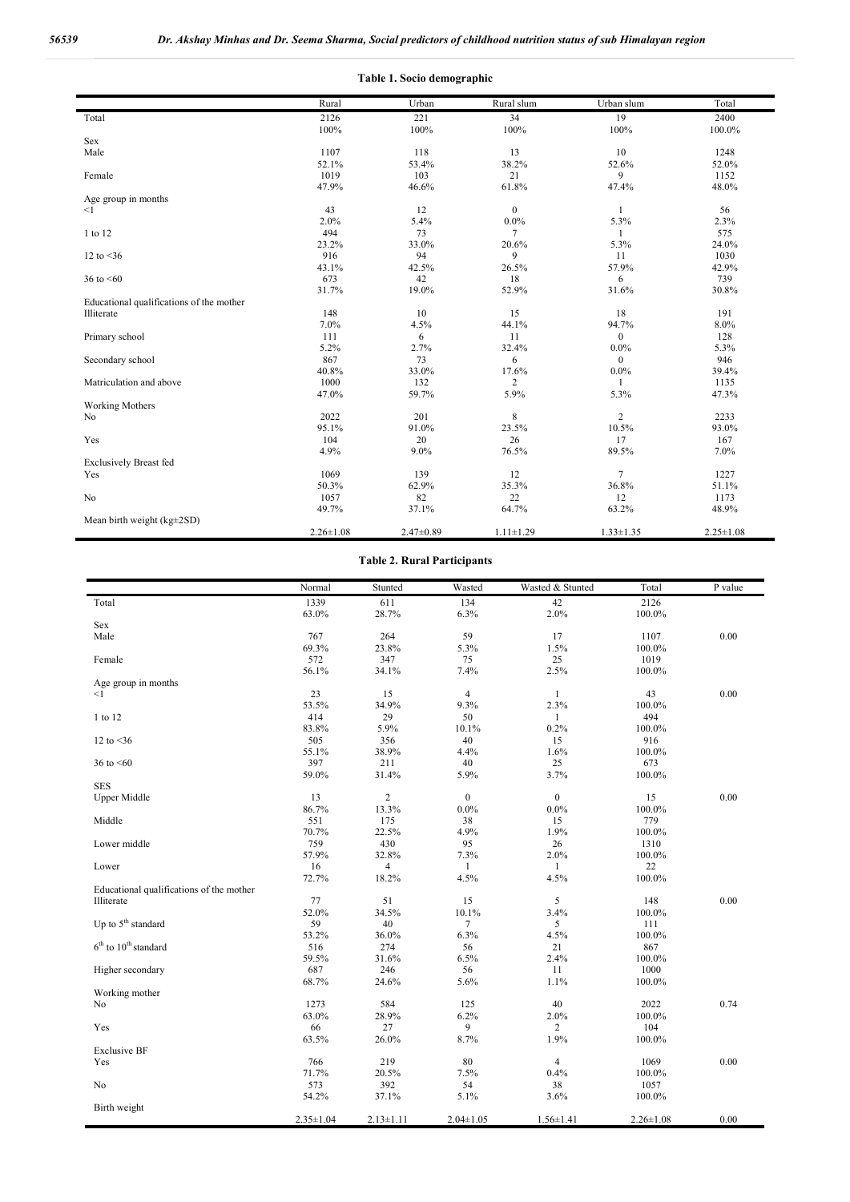**Table 1. Socio demographic**

| | Rural | Urban | Rural slum | Urban slum | Total |
|---|---|---|---|---|---|
| Total | 2126 | 221 | 34 | 19 | 2400 |
| | 100% | 100% | 100% | 100% | 100.0% |
| Sex | | | | | |
| Male | 1107 | 118 | 13 | 10 | 1248 |
| | 52.1% | 53.4% | 38.2% | 52.6% | 52.0% |
| Female | 1019 | 103 | 21 | 9 | 1152 |
| | 47.9% | 46.6% | 61.8% | 47.4% | 48.0% |
| Age group in months | | | | | |
| <1 | 43 | 12 | 0 | 1 | 56 |
| | 2.0% | 5.4% | 0.0% | 5.3% | 2.3% |
| 1 to 12 | 494 | 73 | 7 | 1 | 575 |
| | 23.2% | 33.0% | 20.6% | 5.3% | 24.0% |
| 12 to <36 | 916 | 94 | 9 | 11 | 1030 |
| | 43.1% | 42.5% | 26.5% | 57.9% | 42.9% |
| 36 to <60 | 673 | 42 | 18 | 6 | 739 |
| | 31.7% | 19.0% | 52.9% | 31.6% | 30.8% |
| Educational qualifications of the mother | | | | | |
| Illiterate | 148 | 10 | 15 | 18 | 191 |
| | 7.0% | 4.5% | 44.1% | 94.7% | 8.0% |
| Primary school | 111 | 6 | 11 | 0 | 128 |
| | 5.2% | 2.7% | 32.4% | 0.0% | 5.3% |
| Secondary school | 867 | 73 | 6 | 0 | 946 |
| | 40.8% | 33.0% | 17.6% | 0.0% | 39.4% |
| Matriculation and above | 1000 | 132 | 2 | 1 | 1135 |
| | 47.0% | 59.7% | 5.9% | 5.3% | 47.3% |
| Working Mothers | | | | | |
| No | 2022 | 201 | 8 | 2 | 2233 |
| | 95.1% | 91.0% | 23.5% | 10.5% | 93.0% |
| Yes | 104 | 20 | 26 | 17 | 167 |
| | 4.9% | 9.0% | 76.5% | 89.5% | 7.0% |
| Exclusively Breast fed | | | | | |
| Yes | 1069 | 139 | 12 | 7 | 1227 |
| | 50.3% | 62.9% | 35.3% | 36.8% | 51.1% |
| No | 1057 | 82 | 22 | 12 | 1173 |
| | 49.7% | 37.1% | 64.7% | 63.2% | 48.9% |
| Mean birth weight (kg±2SD) | | | | | |
| | 2.26±1.08 | 2.47±0.89 | 1.11±1.29 | 1.33±1.35 | 2.25±1.08 |

**Table 2. Rural Participants**

| | Normal | Stunted | Wasted | Wasted & Stunted | Total | P value |
|---|---|---|---|---|---|---|
| Total | 1339 | 611 | 134 | 42 | 2126 | |
| | 63.0% | 28.7% | 6.3% | 2.0% | 100.0% | |
| Sex | | | | | | |
| Male | 767 | 264 | 59 | 17 | 1107 | 0.00 |
| | 69.3% | 23.8% | 5.3% | 1.5% | 100.0% | |
| Female | 572 | 347 | 75 | 25 | 1019 | |
| | 56.1% | 34.1% | 7.4% | 2.5% | 100.0% | |
| Age group in months | | | | | | |
| <1 | 23 | 15 | 4 | 1 | 43 | 0.00 |
| | 53.5% | 34.9% | 9.3% | 2.3% | 100.0% | |
| 1 to 12 | 414 | 29 | 50 | 1 | 494 | |
| | 83.8% | 5.9% | 10.1% | 0.2% | 100.0% | |
| 12 to <36 | 505 | 356 | 40 | 15 | 916 | |
| | 55.1% | 38.9% | 4.4% | 1.6% | 100.0% | |
| 36 to <60 | 397 | 211 | 40 | 25 | 673 | |
| | 59.0% | 31.4% | 5.9% | 3.7% | 100.0% | |
| SES | | | | | | |
| Upper Middle | 13 | 2 | 0 | 0 | 15 | 0.00 |
| | 86.7% | 13.3% | 0.0% | 0.0% | 100.0% | |
| Middle | 551 | 175 | 38 | 15 | 779 | |
| | 70.7% | 22.5% | 4.9% | 1.9% | 100.0% | |
| Lower middle | 759 | 430 | 95 | 26 | 1310 | |
| | 57.9% | 32.8% | 7.3% | 2.0% | 100.0% | |
| Lower | 16 | 4 | 1 | 1 | 22 | |
| | 72.7% | 18.2% | 4.5% | 4.5% | 100.0% | |
| Educational qualifications of the mother | | | | | | |
| Illiterate | 77 | 51 | 15 | 5 | 148 | 0.00 |
| | 52.0% | 34.5% | 10.1% | 3.4% | 100.0% | |
| Up to 5th standard | 59 | 40 | 7 | 5 | 111 | |
| | 53.2% | 36.0% | 6.3% | 4.5% | 100.0% | |
| 6th to 10th standard | 516 | 274 | 56 | 21 | 867 | |
| | 59.5% | 31.6% | 6.5% | 2.4% | 100.0% | |
| Higher secondary | 687 | 246 | 56 | 11 | 1000 | |
| | 68.7% | 24.6% | 5.6% | 1.1% | 100.0% | |
| Working mother | | | | | | |
| No | 1273 | 584 | 125 | 40 | 2022 | 0.74 |
| | 63.0% | 28.9% | 6.2% | 2.0% | 100.0% | |
| Yes | 66 | 27 | 9 | 2 | 104 | |
| | 63.5% | 26.0% | 8.7% | 1.9% | 100.0% | |
| Exclusive BF | | | | | | |
| Yes | 766 | 219 | 80 | 4 | 1069 | 0.00 |
| | 71.7% | 20.5% | 7.5% | 0.4% | 100.0% | |
| No | 573 | 392 | 54 | 38 | 1057 | |
| | 54.2% | 37.1% | 5.1% | 3.6% | 100.0% | |
| Birth weight | | | | | | |
| | 2.35±1.04 | 2.13±1.11 | 2.04±1.05 | 1.56±1.41 | 2.26±1.08 | 0.00 |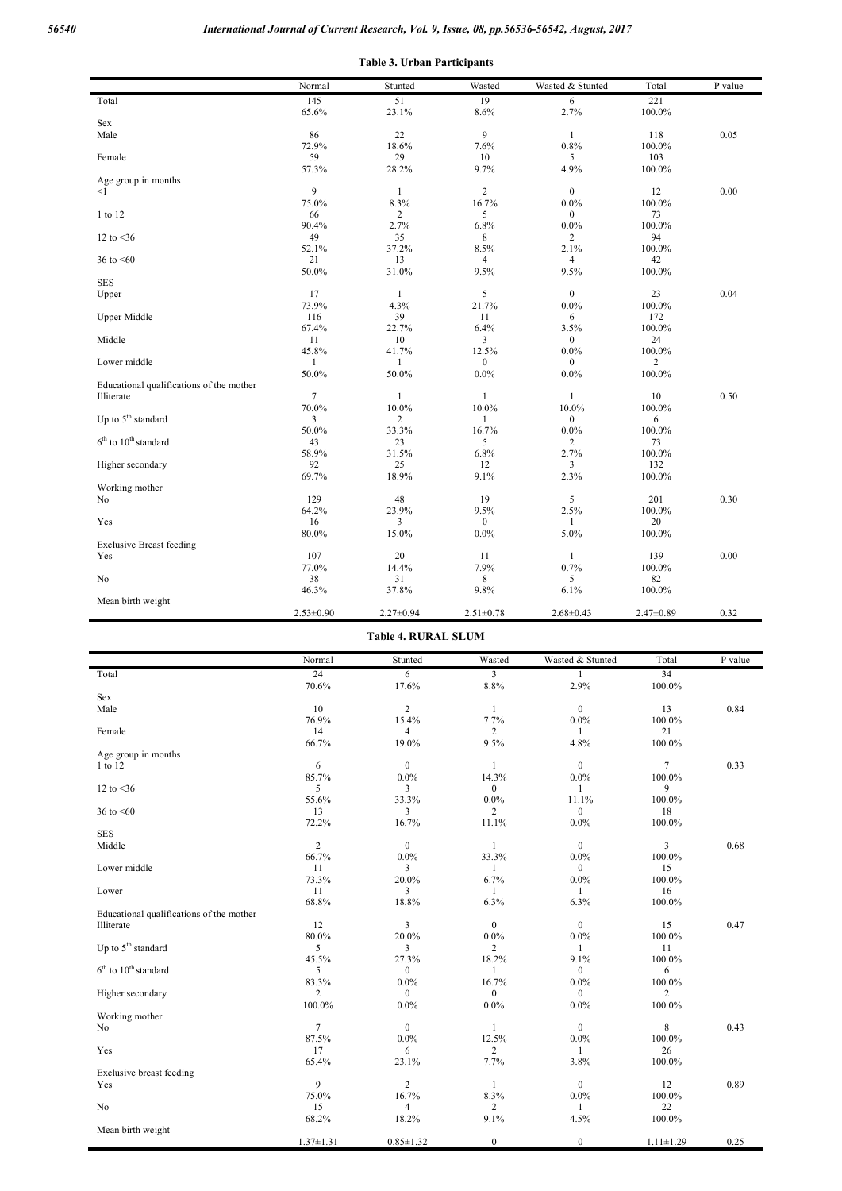**Table 3. Urban Participants**

| | Normal | Stunted | Wasted | Wasted & Stunted | Total | P value |
|---|---|---|---|---|---|---|
| Total | 145 | 51 | 19 | 6 | 221 | |
| | 65.6% | 23.1% | 8.6% | 2.7% | 100.0% | |
| Sex | | | | | | |
| Male | 86 | 22 | 9 | 1 | 118 | 0.05 |
| | 72.9% | 18.6% | 7.6% | 0.8% | 100.0% | |
| Female | 59 | 29 | 10 | 5 | 103 | |
| | 57.3% | 28.2% | 9.7% | 4.9% | 100.0% | |
| Age group in months | | | | | | |
| <1 | 9 | 1 | 2 | 0 | 12 | 0.00 |
| | 75.0% | 8.3% | 16.7% | 0.0% | 100.0% | |
| 1 to 12 | 66 | 2 | 5 | 0 | 73 | |
| | 90.4% | 2.7% | 6.8% | 0.0% | 100.0% | |
| 12 to <36 | 49 | 35 | 8 | 2 | 94 | |
| | 52.1% | 37.2% | 8.5% | 2.1% | 100.0% | |
| 36 to <60 | 21 | 13 | 4 | 4 | 42 | |
| | 50.0% | 31.0% | 9.5% | 9.5% | 100.0% | |
| SES | | | | | | |
| Upper | 17 | 1 | 5 | 0 | 23 | 0.04 |
| | 73.9% | 4.3% | 21.7% | 0.0% | 100.0% | |
| Upper Middle | 116 | 39 | 11 | 6 | 172 | |
| | 67.4% | 22.7% | 6.4% | 3.5% | 100.0% | |
| Middle | 11 | 10 | 3 | 0 | 24 | |
| | 45.8% | 41.7% | 12.5% | 0.0% | 100.0% | |
| Lower middle | 1 | 1 | 0 | 0 | 2 | |
| | 50.0% | 50.0% | 0.0% | 0.0% | 100.0% | |
| Educational qualifications of the mother | | | | | | |
| Illiterate | 7 | 1 | 1 | 1 | 10 | 0.50 |
| | 70.0% | 10.0% | 10.0% | 10.0% | 100.0% | |
| Up to 5th standard | 3 | 2 | 1 | 0 | 6 | |
| | 50.0% | 33.3% | 16.7% | 0.0% | 100.0% | |
| 6th to 10th standard | 43 | 23 | 5 | 2 | 73 | |
| | 58.9% | 31.5% | 6.8% | 2.7% | 100.0% | |
| Higher secondary | 92 | 25 | 12 | 3 | 132 | |
| | 69.7% | 18.9% | 9.1% | 2.3% | 100.0% | |
| Working mother | | | | | | |
| No | 129 | 48 | 19 | 5 | 201 | 0.30 |
| | 64.2% | 23.9% | 9.5% | 2.5% | 100.0% | |
| Yes | 16 | 3 | 0 | 1 | 20 | |
| | 80.0% | 15.0% | 0.0% | 5.0% | 100.0% | |
| Exclusive Breast feeding | | | | | | |
| Yes | 107 | 20 | 11 | 1 | 139 | 0.00 |
| | 77.0% | 14.4% | 7.9% | 0.7% | 100.0% | |
| No | 38 | 31 | 8 | 5 | 82 | |
| | 46.3% | 37.8% | 9.8% | 6.1% | 100.0% | |
| Mean birth weight | | | | | | |
| | 2.53±0.90 | 2.27±0.94 | 2.51±0.78 | 2.68±0.43 | 2.47±0.89 | 0.32 |

**Table 4. RURAL SLUM**

| | Normal | Stunted | Wasted | Wasted & Stunted | Total | P value |
|---|---|---|---|---|---|---|
| Total | 24 | 6 | 3 | 1 | 34 | |
| | 70.6% | 17.6% | 8.8% | 2.9% | 100.0% | |
| Sex | | | | | | |
| Male | 10 | 2 | 1 | 0 | 13 | 0.84 |
| | 76.9% | 15.4% | 7.7% | 0.0% | 100.0% | |
| Female | 14 | 4 | 2 | 1 | 21 | |
| | 66.7% | 19.0% | 9.5% | 4.8% | 100.0% | |
| Age group in months | | | | | | |
| 1 to 12 | 6 | 0 | 1 | 0 | 7 | 0.33 |
| | 85.7% | 0.0% | 14.3% | 0.0% | 100.0% | |
| 12 to <36 | 5 | 3 | 0 | 1 | 9 | |
| | 55.6% | 33.3% | 0.0% | 11.1% | 100.0% | |
| 36 to <60 | 13 | 3 | 2 | 0 | 18 | |
| | 72.2% | 16.7% | 11.1% | 0.0% | 100.0% | |
| SES | | | | | | |
| Middle | 2 | 0 | 1 | 0 | 3 | 0.68 |
| | 66.7% | 0.0% | 33.3% | 0.0% | 100.0% | |
| Lower middle | 11 | 3 | 1 | 0 | 15 | |
| | 73.3% | 20.0% | 6.7% | 0.0% | 100.0% | |
| Lower | 11 | 3 | 1 | 1 | 16 | |
| | 68.8% | 18.8% | 6.3% | 6.3% | 100.0% | |
| Educational qualifications of the mother | | | | | | |
| Illiterate | 12 | 3 | 0 | 0 | 15 | 0.47 |
| | 80.0% | 20.0% | 0.0% | 0.0% | 100.0% | |
| Up to 5th standard | 5 | 3 | 2 | 1 | 11 | |
| | 45.5% | 27.3% | 18.2% | 9.1% | 100.0% | |
| 6th to 10th standard | 5 | 0 | 1 | 0 | 6 | |
| | 83.3% | 0.0% | 16.7% | 0.0% | 100.0% | |
| Higher secondary | 2 | 0 | 0 | 0 | 2 | |
| | 100.0% | 0.0% | 0.0% | 0.0% | 100.0% | |
| Working mother | | | | | | |
| No | 7 | 0 | 1 | 0 | 8 | 0.43 |
| | 87.5% | 0.0% | 12.5% | 0.0% | 100.0% | |
| Yes | 17 | 6 | 2 | 1 | 26 | |
| | 65.4% | 23.1% | 7.7% | 3.8% | 100.0% | |
| Exclusive breast feeding | | | | | | |
| Yes | 9 | 2 | 1 | 0 | 12 | 0.89 |
| | 75.0% | 16.7% | 8.3% | 0.0% | 100.0% | |
| No | 15 | 4 | 2 | 1 | 22 | |
| | 68.2% | 18.2% | 9.1% | 4.5% | 100.0% | |
| Mean birth weight | | | | | | |
| | 1.37±1.31 | 0.85±1.32 | 0 | 0 | 1.11±1.29 | 0.25 |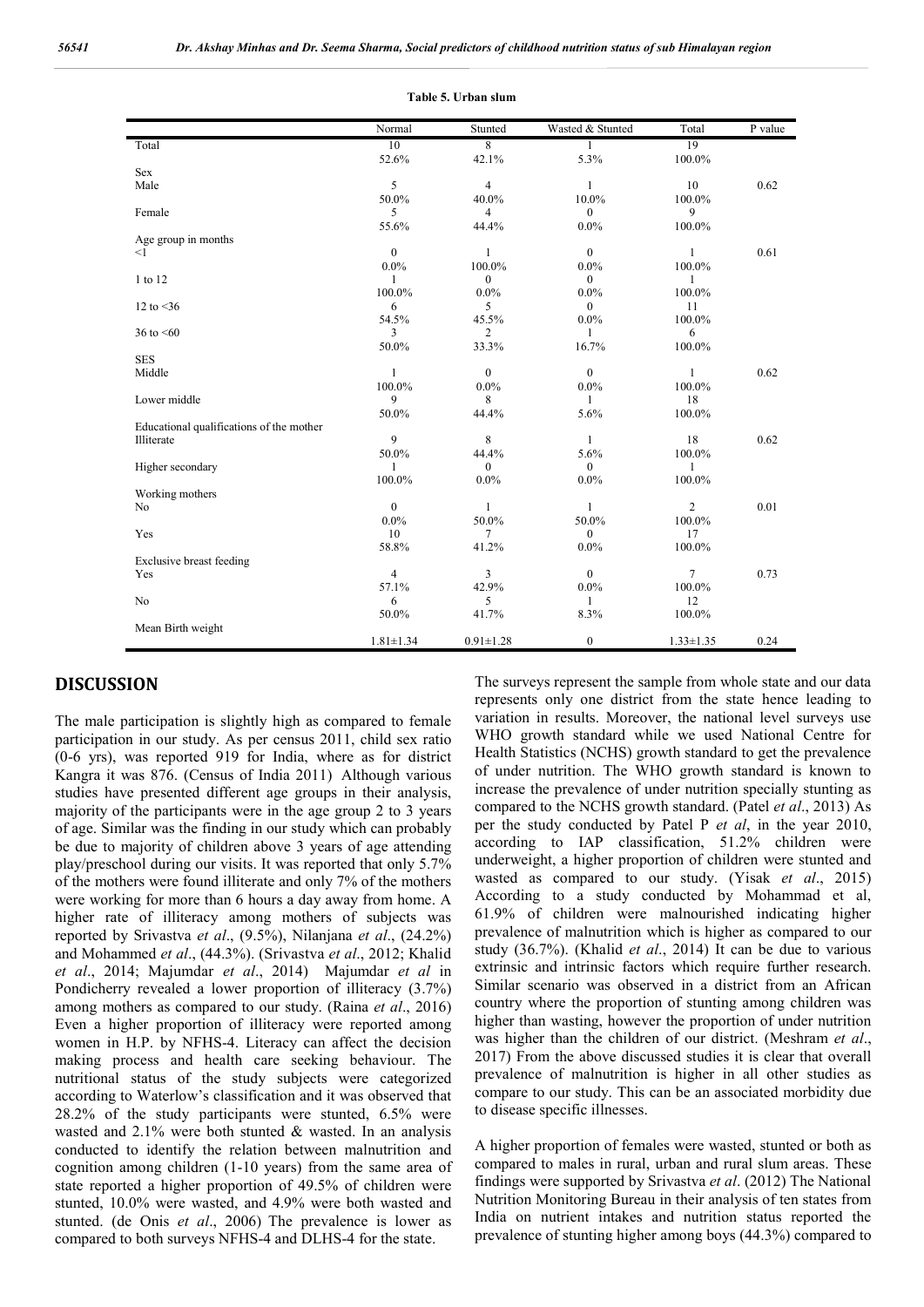**Table 5. Urban slum**

| | Normal | Stunted | Wasted & Stunted | Total | P value |
|---|---|---|---|---|---|
| Total | 10 | 8 | 1 | 19 | |
| | 52.6% | 42.1% | 5.3% | 100.0% | |
| Sex | | | | | |
| Male | 5 | 4 | 1 | 10 | 0.62 |
| | 50.0% | 40.0% | 10.0% | 100.0% | |
| Female | 5 | 4 | 0 | 9 | |
| | 55.6% | 44.4% | 0.0% | 100.0% | |
| Age group in months | | | | | |
| <1 | 0 | 1 | 0 | 1 | 0.61 |
| | 0.0% | 100.0% | 0.0% | 100.0% | |
| 1 to 12 | 1 | 0 | 0 | 1 | |
| | 100.0% | 0.0% | 0.0% | 100.0% | |
| 12 to <36 | 6 | 5 | 0 | 11 | |
| | 54.5% | 45.5% | 0.0% | 100.0% | |
| 36 to <60 | 3 | 2 | 1 | 6 | |
| | 50.0% | 33.3% | 16.7% | 100.0% | |
| SES | | | | | |
| Middle | 1 | 0 | 0 | 1 | 0.62 |
| | 100.0% | 0.0% | 0.0% | 100.0% | |
| Lower middle | 9 | 8 | 1 | 18 | |
| | 50.0% | 44.4% | 5.6% | 100.0% | |
| Educational qualifications of the mother | | | | | |
| Illiterate | 9 | 8 | 1 | 18 | 0.62 |
| | 50.0% | 44.4% | 5.6% | 100.0% | |
| Higher secondary | 1 | 0 | 0 | 1 | |
| | 100.0% | 0.0% | 0.0% | 100.0% | |
| Working mothers | | | | | |
| No | 0 | 1 | 1 | 2 | 0.01 |
| | 0.0% | 50.0% | 50.0% | 100.0% | |
| Yes | 10 | 7 | 0 | 17 | |
| | 58.8% | 41.2% | 0.0% | 100.0% | |
| Exclusive breast feeding | | | | | |
| Yes | 4 | 3 | 0 | 7 | 0.73 |
| | 57.1% | 42.9% | 0.0% | 100.0% | |
| No | 6 | 5 | 1 | 12 | |
| | 50.0% | 41.7% | 8.3% | 100.0% | |
| Mean Birth weight | | | | | |
| | 1.81±1.34 | 0.91±1.28 | 0 | 1.33±1.35 | 0.24 |

## DISCUSSION

The male participation is slightly high as compared to female participation in our study. As per census 2011, child sex ratio (0-6 yrs), was reported 919 for India, where as for district Kangra it was 876. (Census of India 2011) Although various studies have presented different age groups in their analysis, majority of the participants were in the age group 2 to 3 years of age. Similar was the finding in our study which can probably be due to majority of children above 3 years of age attending play/preschool during our visits. It was reported that only 5.7% of the mothers were found illiterate and only 7% of the mothers were working for more than 6 hours a day away from home. A higher rate of illiteracy among mothers of subjects was reported by Srivastva *et al*., (9.5%), Nilanjana *et al*., (24.2%) and Mohammed *et al*., (44.3%). (Srivastva *et al*., 2012; Khalid *et al*., 2014; Majumdar *et al*., 2014) Majumdar *et al* in Pondicherry revealed a lower proportion of illiteracy (3.7%) among mothers as compared to our study. (Raina *et al*., 2016) Even a higher proportion of illiteracy were reported among women in H.P. by NFHS-4. Literacy can affect the decision making process and health care seeking behaviour. The nutritional status of the study subjects were categorized according to Waterlow's classification and it was observed that 28.2% of the study participants were stunted, 6.5% were wasted and 2.1% were both stunted & wasted. In an analysis conducted to identify the relation between malnutrition and cognition among children (1-10 years) from the same area of state reported a higher proportion of 49.5% of children were stunted, 10.0% were wasted, and 4.9% were both wasted and stunted. (de Onis *et al*., 2006) The prevalence is lower as compared to both surveys NFHS-4 and DLHS-4 for the state. The surveys represent the sample from whole state and our data represents only one district from the state hence leading to variation in results. Moreover, the national level surveys use WHO growth standard while we used National Centre for Health Statistics (NCHS) growth standard to get the prevalence of under nutrition. The WHO growth standard is known to increase the prevalence of under nutrition specially stunting as compared to the NCHS growth standard. (Patel *et al*., 2013) As per the study conducted by Patel P *et al*, in the year 2010, according to IAP classification, 51.2% children were underweight, a higher proportion of children were stunted and wasted as compared to our study. (Yisak *et al*., 2015) According to a study conducted by Mohammad et al, 61.9% of children were malnourished indicating higher prevalence of malnutrition which is higher as compared to our study (36.7%). (Khalid *et al*., 2014) It can be due to various extrinsic and intrinsic factors which require further research. Similar scenario was observed in a district from an African country where the proportion of stunting among children was higher than wasting, however the proportion of under nutrition was higher than the children of our district. (Meshram *et al*., 2017) From the above discussed studies it is clear that overall prevalence of malnutrition is higher in all other studies as compare to our study. This can be an associated morbidity due to disease specific illnesses.

A higher proportion of females were wasted, stunted or both as compared to males in rural, urban and rural slum areas. These findings were supported by Srivastva *et al*. (2012) The National Nutrition Monitoring Bureau in their analysis of ten states from India on nutrient intakes and nutrition status reported the prevalence of stunting higher among boys (44.3%) compared to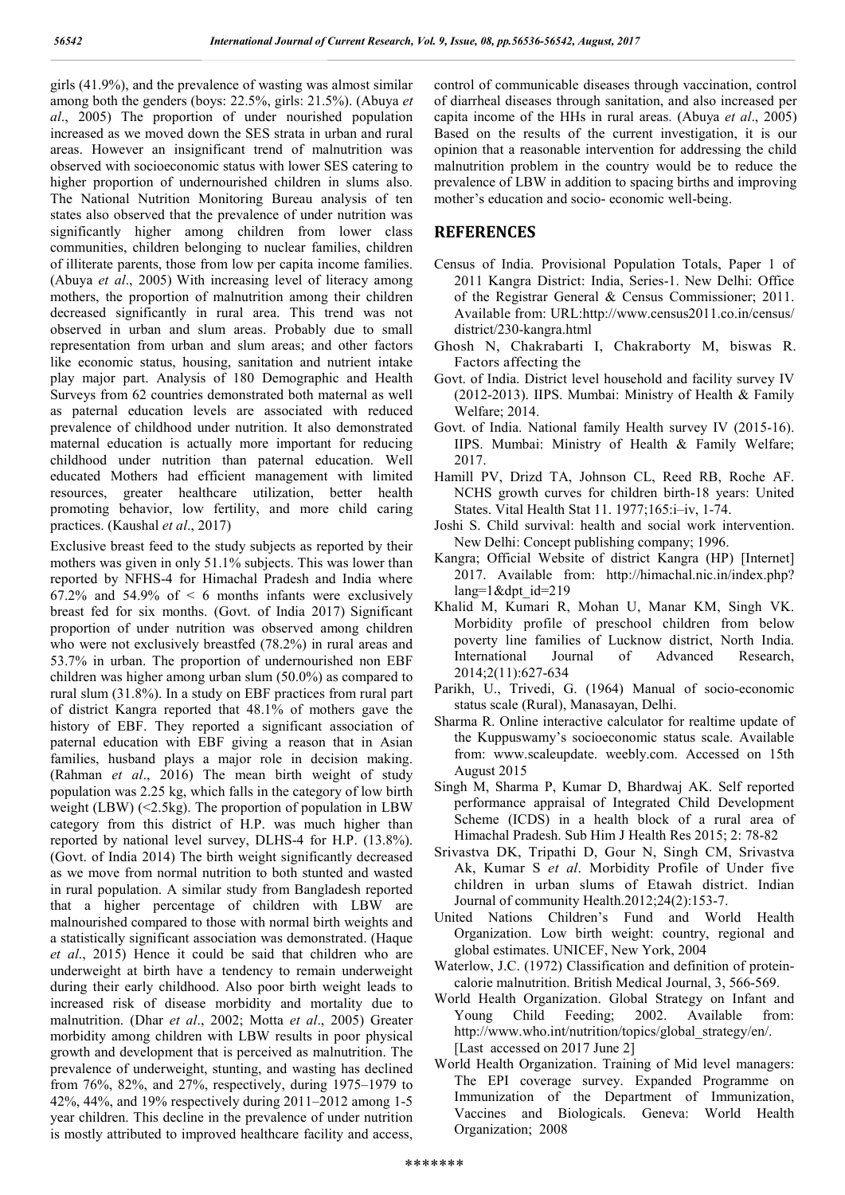girls (41.9%), and the prevalence of wasting was almost similar among both the genders (boys: 22.5%, girls: 21.5%). (Abuya *et al*., 2005) The proportion of under nourished population increased as we moved down the SES strata in urban and rural areas. However an insignificant trend of malnutrition was observed with socioeconomic status with lower SES catering to higher proportion of undernourished children in slums also. The National Nutrition Monitoring Bureau analysis of ten states also observed that the prevalence of under nutrition was significantly higher among children from lower class communities, children belonging to nuclear families, children of illiterate parents, those from low per capita income families. (Abuya *et al*., 2005) With increasing level of literacy among mothers, the proportion of malnutrition among their children decreased significantly in rural area. This trend was not observed in urban and slum areas. Probably due to small representation from urban and slum areas; and other factors like economic status, housing, sanitation and nutrient intake play major part. Analysis of 180 Demographic and Health Surveys from 62 countries demonstrated both maternal as well as paternal education levels are associated with reduced prevalence of childhood under nutrition. It also demonstrated maternal education is actually more important for reducing childhood under nutrition than paternal education. Well educated Mothers had efficient management with limited resources, greater healthcare utilization, better health promoting behavior, low fertility, and more child caring practices. (Kaushal *et al*., 2017)

Exclusive breast feed to the study subjects as reported by their mothers was given in only 51.1% subjects. This was lower than reported by NFHS-4 for Himachal Pradesh and India where 67.2% and 54.9% of < 6 months infants were exclusively breast fed for six months. (Govt. of India 2017) Significant proportion of under nutrition was observed among children who were not exclusively breastfed (78.2%) in rural areas and 53.7% in urban. The proportion of undernourished non EBF children was higher among urban slum (50.0%) as compared to rural slum (31.8%). In a study on EBF practices from rural part of district Kangra reported that 48.1% of mothers gave the history of EBF. They reported a significant association of paternal education with EBF giving a reason that in Asian families, husband plays a major role in decision making. (Rahman *et al*., 2016) The mean birth weight of study population was 2.25 kg, which falls in the category of low birth weight (LBW) (<2.5kg). The proportion of population in LBW category from this district of H.P. was much higher than reported by national level survey, DLHS-4 for H.P. (13.8%). (Govt. of India 2014) The birth weight significantly decreased as we move from normal nutrition to both stunted and wasted in rural population. A similar study from Bangladesh reported that a higher percentage of children with LBW are malnourished compared to those with normal birth weights and a statistically significant association was demonstrated. (Haque *et al*., 2015) Hence it could be said that children who are underweight at birth have a tendency to remain underweight during their early childhood. Also poor birth weight leads to increased risk of disease morbidity and mortality due to malnutrition. (Dhar *et al*., 2002; Motta *et al*., 2005) Greater morbidity among children with LBW results in poor physical growth and development that is perceived as malnutrition. The prevalence of underweight, stunting, and wasting has declined from 76%, 82%, and 27%, respectively, during 1975–1979 to 42%, 44%, and 19% respectively during 2011–2012 among 1-5 year children. This decline in the prevalence of under nutrition is mostly attributed to improved healthcare facility and access, control of communicable diseases through vaccination, control of diarrheal diseases through sanitation, and also increased per capita income of the HHs in rural areas. (Abuya *et al*., 2005) Based on the results of the current investigation, it is our opinion that a reasonable intervention for addressing the child malnutrition problem in the country would be to reduce the prevalence of LBW in addition to spacing births and improving mother's education and socio- economic well-being.

## REFERENCES

- Census of India. Provisional Population Totals, Paper 1 of 2011 Kangra District: India, Series-1. New Delhi: Office of the Registrar General & Census Commissioner; 2011. Available from: URL:http://www.census2011.co.in/census/district/230-kangra.html
- Ghosh N, Chakrabarti I, Chakraborty M, biswas R. Factors affecting the
- Govt. of India. District level household and facility survey IV (2012-2013). IIPS. Mumbai: Ministry of Health & Family Welfare; 2014.
- Govt. of India. National family Health survey IV (2015-16). IIPS. Mumbai: Ministry of Health & Family Welfare; 2017.
- Hamill PV, Drizd TA, Johnson CL, Reed RB, Roche AF. NCHS growth curves for children birth-18 years: United States. Vital Health Stat 11. 1977;165:i–iv, 1-74.
- Joshi S. Child survival: health and social work intervention. New Delhi: Concept publishing company; 1996.
- Kangra; Official Website of district Kangra (HP) [Internet] 2017. Available from: http://himachal.nic.in/index.php?lang=1&dpt_id=219
- Khalid M, Kumari R, Mohan U, Manar KM, Singh VK. Morbidity profile of preschool children from below poverty line families of Lucknow district, North India. International Journal of Advanced Research, 2014;2(11):627-634
- Parikh, U., Trivedi, G. (1964) Manual of socio-economic status scale (Rural), Manasayan, Delhi.
- Sharma R. Online interactive calculator for realtime update of the Kuppuswamy's socioeconomic status scale. Available from: www.scaleupdate. weebly.com. Accessed on 15th August 2015
- Singh M, Sharma P, Kumar D, Bhardwaj AK. Self reported performance appraisal of Integrated Child Development Scheme (ICDS) in a health block of a rural area of Himachal Pradesh. Sub Him J Health Res 2015; 2: 78-82
- Srivastva DK, Tripathi D, Gour N, Singh CM, Srivastva Ak, Kumar S *et al*. Morbidity Profile of Under five children in urban slums of Etawah district. Indian Journal of community Health.2012;24(2):153-7.
- United Nations Children's Fund and World Health Organization. Low birth weight: country, regional and global estimates. UNICEF, New York, 2004
- Waterlow, J.C. (1972) Classification and definition of protein-calorie malnutrition. British Medical Journal, 3, 566-569.
- World Health Organization. Global Strategy on Infant and Young Child Feeding; 2002. Available from: http://www.who.int/nutrition/topics/global_strategy/en/. [Last accessed on 2017 June 2]
- World Health Organization. Training of Mid level managers: The EPI coverage survey. Expanded Programme on Immunization of the Department of Immunization, Vaccines and Biologicals. Geneva: World Health Organization; 2008

*******